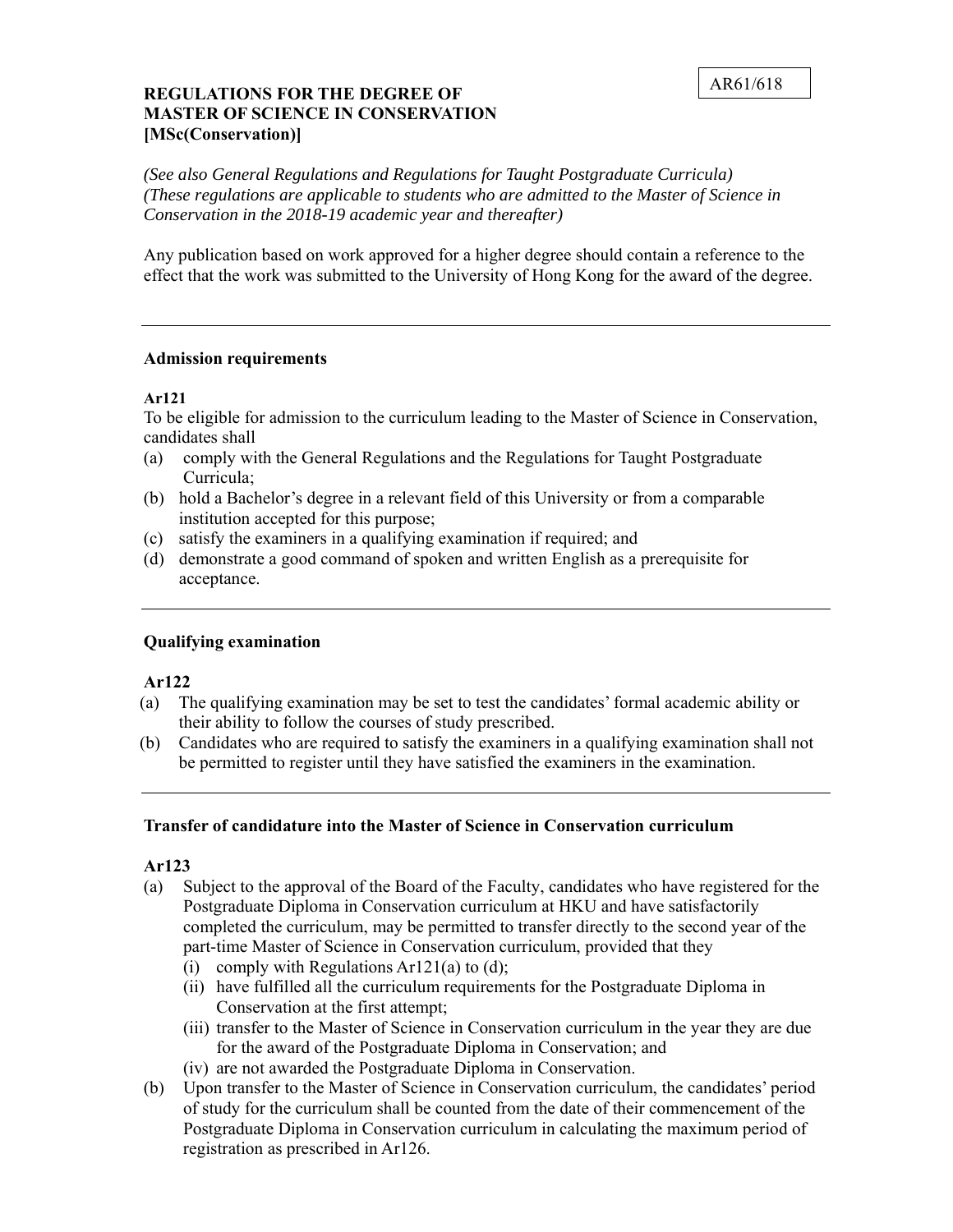AR61/618

**REGULATIONS FOR THE DEGREE OF MASTER OF SCIENCE IN CONSERVATION [MSc(Conservation)]**

*(See also General Regulations and Regulations for Taught Postgraduate Curricula)*
*(These regulations are applicable to students who are admitted to the Master of Science in Conservation in the 2018-19 academic year and thereafter)*

Any publication based on work approved for a higher degree should contain a reference to the effect that the work was submitted to the University of Hong Kong for the award of the degree.

---

### Admission requirements

**Ar121**

To be eligible for admission to the curriculum leading to the Master of Science in Conservation, candidates shall

(a) comply with the General Regulations and the Regulations for Taught Postgraduate Curricula;
(b) hold a Bachelor's degree in a relevant field of this University or from a comparable institution accepted for this purpose;
(c) satisfy the examiners in a qualifying examination if required; and
(d) demonstrate a good command of spoken and written English as a prerequisite for acceptance.

---

### Qualifying examination

**Ar122**

(a) The qualifying examination may be set to test the candidates' formal academic ability or their ability to follow the courses of study prescribed.
(b) Candidates who are required to satisfy the examiners in a qualifying examination shall not be permitted to register until they have satisfied the examiners in the examination.

---

### Transfer of candidature into the Master of Science in Conservation curriculum

**Ar123**

(a) Subject to the approval of the Board of the Faculty, candidates who have registered for the Postgraduate Diploma in Conservation curriculum at HKU and have satisfactorily completed the curriculum, may be permitted to transfer directly to the second year of the part-time Master of Science in Conservation curriculum, provided that they
   (i) comply with Regulations Ar121(a) to (d);
   (ii) have fulfilled all the curriculum requirements for the Postgraduate Diploma in Conservation at the first attempt;
   (iii) transfer to the Master of Science in Conservation curriculum in the year they are due for the award of the Postgraduate Diploma in Conservation; and
   (iv) are not awarded the Postgraduate Diploma in Conservation.
(b) Upon transfer to the Master of Science in Conservation curriculum, the candidates' period of study for the curriculum shall be counted from the date of their commencement of the Postgraduate Diploma in Conservation curriculum in calculating the maximum period of registration as prescribed in Ar126.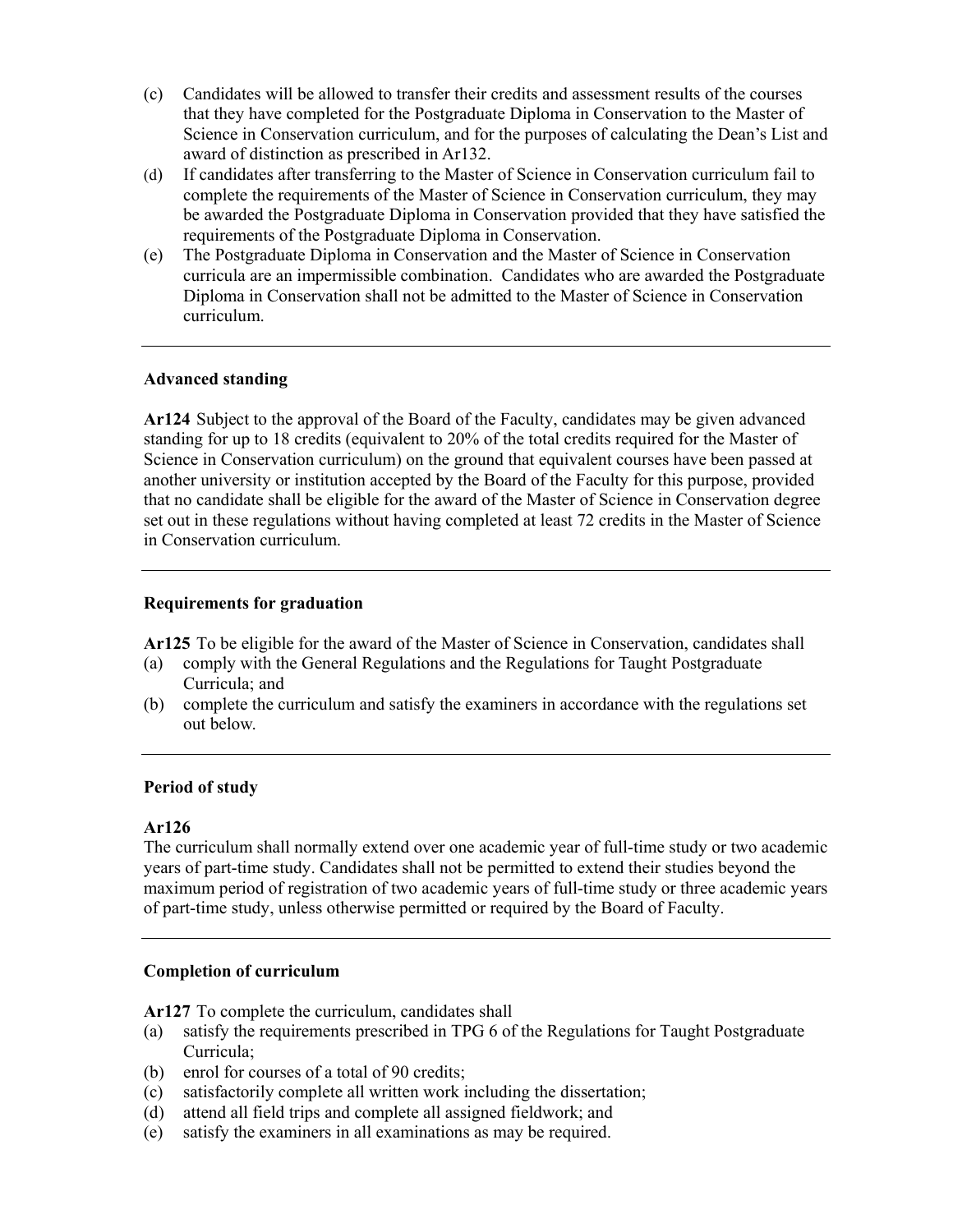(c) Candidates will be allowed to transfer their credits and assessment results of the courses that they have completed for the Postgraduate Diploma in Conservation to the Master of Science in Conservation curriculum, and for the purposes of calculating the Dean's List and award of distinction as prescribed in Ar132.

(d) If candidates after transferring to the Master of Science in Conservation curriculum fail to complete the requirements of the Master of Science in Conservation curriculum, they may be awarded the Postgraduate Diploma in Conservation provided that they have satisfied the requirements of the Postgraduate Diploma in Conservation.

(e) The Postgraduate Diploma in Conservation and the Master of Science in Conservation curricula are an impermissible combination. Candidates who are awarded the Postgraduate Diploma in Conservation shall not be admitted to the Master of Science in Conservation curriculum.

---

**Advanced standing**

**Ar124** Subject to the approval of the Board of the Faculty, candidates may be given advanced standing for up to 18 credits (equivalent to 20% of the total credits required for the Master of Science in Conservation curriculum) on the ground that equivalent courses have been passed at another university or institution accepted by the Board of the Faculty for this purpose, provided that no candidate shall be eligible for the award of the Master of Science in Conservation degree set out in these regulations without having completed at least 72 credits in the Master of Science in Conservation curriculum.

---

**Requirements for graduation**

**Ar125** To be eligible for the award of the Master of Science in Conservation, candidates shall

(a) comply with the General Regulations and the Regulations for Taught Postgraduate Curricula; and

(b) complete the curriculum and satisfy the examiners in accordance with the regulations set out below.

---

**Period of study**

**Ar126**

The curriculum shall normally extend over one academic year of full-time study or two academic years of part-time study. Candidates shall not be permitted to extend their studies beyond the maximum period of registration of two academic years of full-time study or three academic years of part-time study, unless otherwise permitted or required by the Board of Faculty.

---

**Completion of curriculum**

**Ar127** To complete the curriculum, candidates shall

(a) satisfy the requirements prescribed in TPG 6 of the Regulations for Taught Postgraduate Curricula;

(b) enrol for courses of a total of 90 credits;

(c) satisfactorily complete all written work including the dissertation;

(d) attend all field trips and complete all assigned fieldwork; and

(e) satisfy the examiners in all examinations as may be required.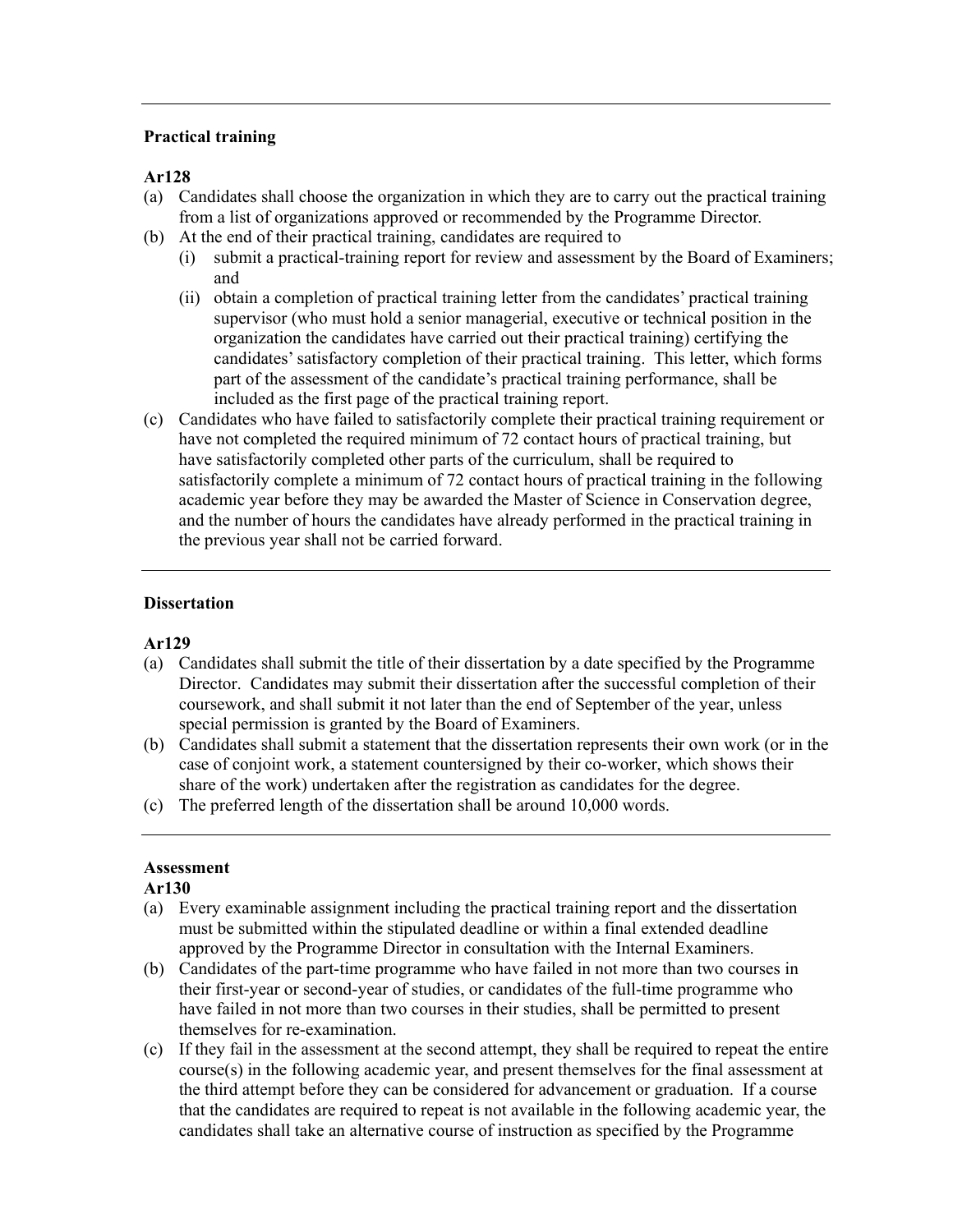---

**Practical training**

**Ar128**

(a) Candidates shall choose the organization in which they are to carry out the practical training from a list of organizations approved or recommended by the Programme Director.

(b) At the end of their practical training, candidates are required to

 (i) submit a practical-training report for review and assessment by the Board of Examiners; and

 (ii) obtain a completion of practical training letter from the candidates' practical training supervisor (who must hold a senior managerial, executive or technical position in the organization the candidates have carried out their practical training) certifying the candidates' satisfactory completion of their practical training. This letter, which forms part of the assessment of the candidate's practical training performance, shall be included as the first page of the practical training report.

(c) Candidates who have failed to satisfactorily complete their practical training requirement or have not completed the required minimum of 72 contact hours of practical training, but have satisfactorily completed other parts of the curriculum, shall be required to satisfactorily complete a minimum of 72 contact hours of practical training in the following academic year before they may be awarded the Master of Science in Conservation degree, and the number of hours the candidates have already performed in the practical training in the previous year shall not be carried forward.

---

**Dissertation**

**Ar129**

(a) Candidates shall submit the title of their dissertation by a date specified by the Programme Director. Candidates may submit their dissertation after the successful completion of their coursework, and shall submit it not later than the end of September of the year, unless special permission is granted by the Board of Examiners.

(b) Candidates shall submit a statement that the dissertation represents their own work (or in the case of conjoint work, a statement countersigned by their co-worker, which shows their share of the work) undertaken after the registration as candidates for the degree.

(c) The preferred length of the dissertation shall be around 10,000 words.

---

**Assessment**

**Ar130**

(a) Every examinable assignment including the practical training report and the dissertation must be submitted within the stipulated deadline or within a final extended deadline approved by the Programme Director in consultation with the Internal Examiners.

(b) Candidates of the part-time programme who have failed in not more than two courses in their first-year or second-year of studies, or candidates of the full-time programme who have failed in not more than two courses in their studies, shall be permitted to present themselves for re-examination.

(c) If they fail in the assessment at the second attempt, they shall be required to repeat the entire course(s) in the following academic year, and present themselves for the final assessment at the third attempt before they can be considered for advancement or graduation. If a course that the candidates are required to repeat is not available in the following academic year, the candidates shall take an alternative course of instruction as specified by the Programme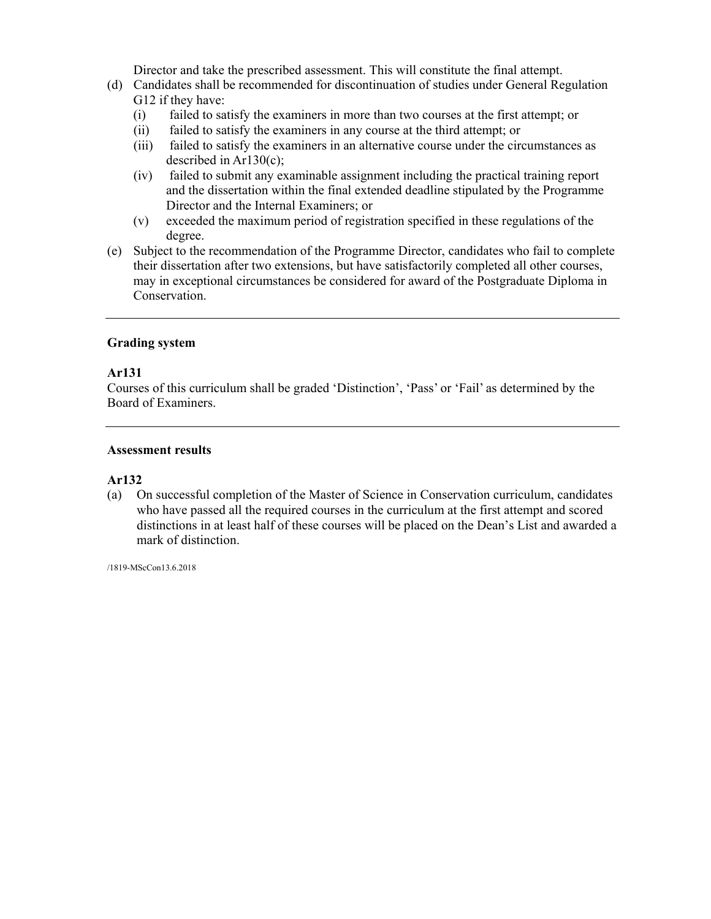Director and take the prescribed assessment. This will constitute the final attempt.

(d) Candidates shall be recommended for discontinuation of studies under General Regulation G12 if they have:
   (i) failed to satisfy the examiners in more than two courses at the first attempt; or
   (ii) failed to satisfy the examiners in any course at the third attempt; or
   (iii) failed to satisfy the examiners in an alternative course under the circumstances as described in Ar130(c);
   (iv) failed to submit any examinable assignment including the practical training report and the dissertation within the final extended deadline stipulated by the Programme Director and the Internal Examiners; or
   (v) exceeded the maximum period of registration specified in these regulations of the degree.

(e) Subject to the recommendation of the Programme Director, candidates who fail to complete their dissertation after two extensions, but have satisfactorily completed all other courses, may in exceptional circumstances be considered for award of the Postgraduate Diploma in Conservation.

---

**Grading system**

**Ar131**

Courses of this curriculum shall be graded 'Distinction', 'Pass' or 'Fail' as determined by the Board of Examiners.

---

**Assessment results**

**Ar132**

(a) On successful completion of the Master of Science in Conservation curriculum, candidates who have passed all the required courses in the curriculum at the first attempt and scored distinctions in at least half of these courses will be placed on the Dean's List and awarded a mark of distinction.

/1819-MScCon13.6.2018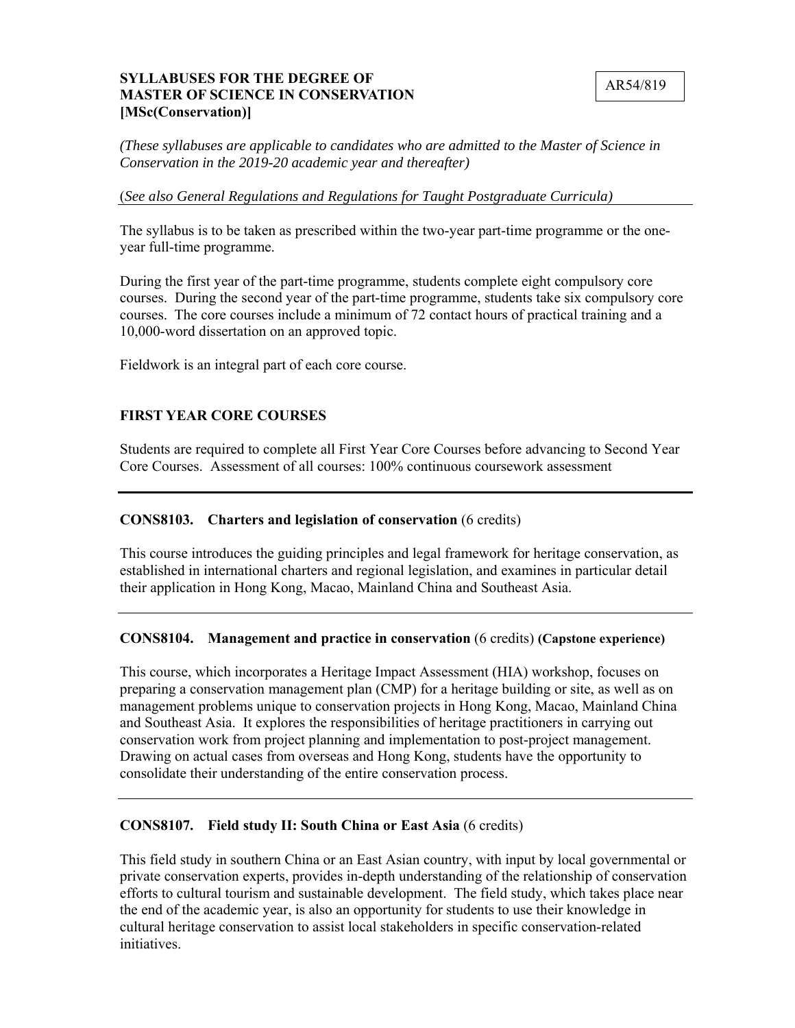**SYLLABUSES FOR THE DEGREE OF MASTER OF SCIENCE IN CONSERVATION [MSc(Conservation)]**

AR54/819

*(These syllabuses are applicable to candidates who are admitted to the Master of Science in Conservation in the 2019-20 academic year and thereafter)*

(*See also General Regulations and Regulations for Taught Postgraduate Curricula)*

The syllabus is to be taken as prescribed within the two-year part-time programme or the one-year full-time programme.

During the first year of the part-time programme, students complete eight compulsory core courses. During the second year of the part-time programme, students take six compulsory core courses. The core courses include a minimum of 72 contact hours of practical training and a 10,000-word dissertation on an approved topic.

Fieldwork is an integral part of each core course.

## FIRST YEAR CORE COURSES

Students are required to complete all First Year Core Courses before advancing to Second Year Core Courses. Assessment of all courses: 100% continuous coursework assessment

---

### CONS8103. Charters and legislation of conservation (6 credits)

This course introduces the guiding principles and legal framework for heritage conservation, as established in international charters and regional legislation, and examines in particular detail their application in Hong Kong, Macao, Mainland China and Southeast Asia.

---

### CONS8104. Management and practice in conservation (6 credits) **(Capstone experience)**

This course, which incorporates a Heritage Impact Assessment (HIA) workshop, focuses on preparing a conservation management plan (CMP) for a heritage building or site, as well as on management problems unique to conservation projects in Hong Kong, Macao, Mainland China and Southeast Asia. It explores the responsibilities of heritage practitioners in carrying out conservation work from project planning and implementation to post-project management. Drawing on actual cases from overseas and Hong Kong, students have the opportunity to consolidate their understanding of the entire conservation process.

---

### CONS8107. Field study II: South China or East Asia (6 credits)

This field study in southern China or an East Asian country, with input by local governmental or private conservation experts, provides in-depth understanding of the relationship of conservation efforts to cultural tourism and sustainable development. The field study, which takes place near the end of the academic year, is also an opportunity for students to use their knowledge in cultural heritage conservation to assist local stakeholders in specific conservation-related initiatives.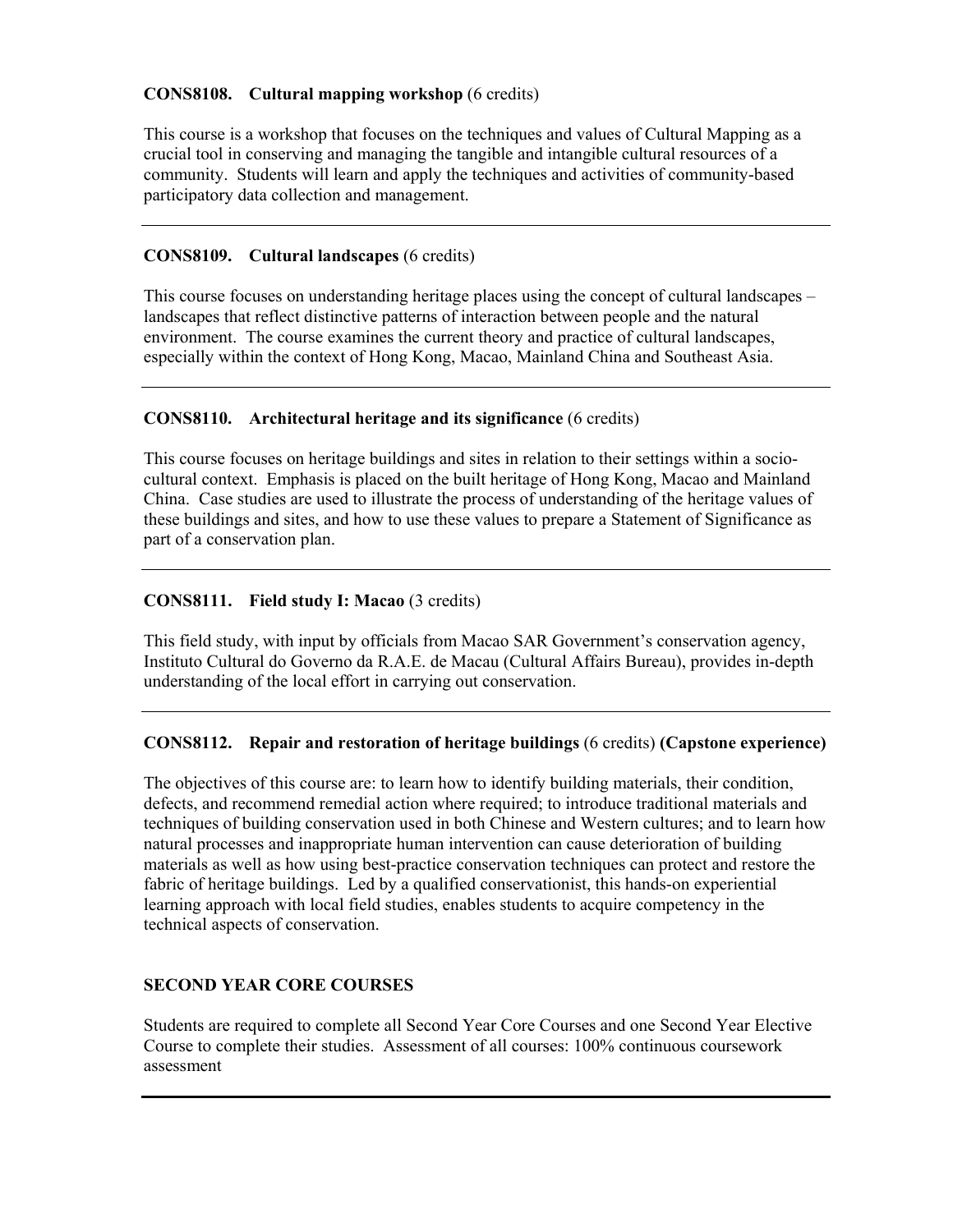**CONS8108. Cultural mapping workshop** (6 credits)

This course is a workshop that focuses on the techniques and values of Cultural Mapping as a crucial tool in conserving and managing the tangible and intangible cultural resources of a community. Students will learn and apply the techniques and activities of community-based participatory data collection and management.

---

**CONS8109. Cultural landscapes** (6 credits)

This course focuses on understanding heritage places using the concept of cultural landscapes – landscapes that reflect distinctive patterns of interaction between people and the natural environment. The course examines the current theory and practice of cultural landscapes, especially within the context of Hong Kong, Macao, Mainland China and Southeast Asia.

---

**CONS8110. Architectural heritage and its significance** (6 credits)

This course focuses on heritage buildings and sites in relation to their settings within a socio-cultural context. Emphasis is placed on the built heritage of Hong Kong, Macao and Mainland China. Case studies are used to illustrate the process of understanding of the heritage values of these buildings and sites, and how to use these values to prepare a Statement of Significance as part of a conservation plan.

---

**CONS8111. Field study I: Macao** (3 credits)

This field study, with input by officials from Macao SAR Government's conservation agency, Instituto Cultural do Governo da R.A.E. de Macau (Cultural Affairs Bureau), provides in-depth understanding of the local effort in carrying out conservation.

---

**CONS8112. Repair and restoration of heritage buildings** (6 credits) **(Capstone experience)**

The objectives of this course are: to learn how to identify building materials, their condition, defects, and recommend remedial action where required; to introduce traditional materials and techniques of building conservation used in both Chinese and Western cultures; and to learn how natural processes and inappropriate human intervention can cause deterioration of building materials as well as how using best-practice conservation techniques can protect and restore the fabric of heritage buildings. Led by a qualified conservationist, this hands-on experiential learning approach with local field studies, enables students to acquire competency in the technical aspects of conservation.

## SECOND YEAR CORE COURSES

Students are required to complete all Second Year Core Courses and one Second Year Elective Course to complete their studies. Assessment of all courses: 100% continuous coursework assessment

---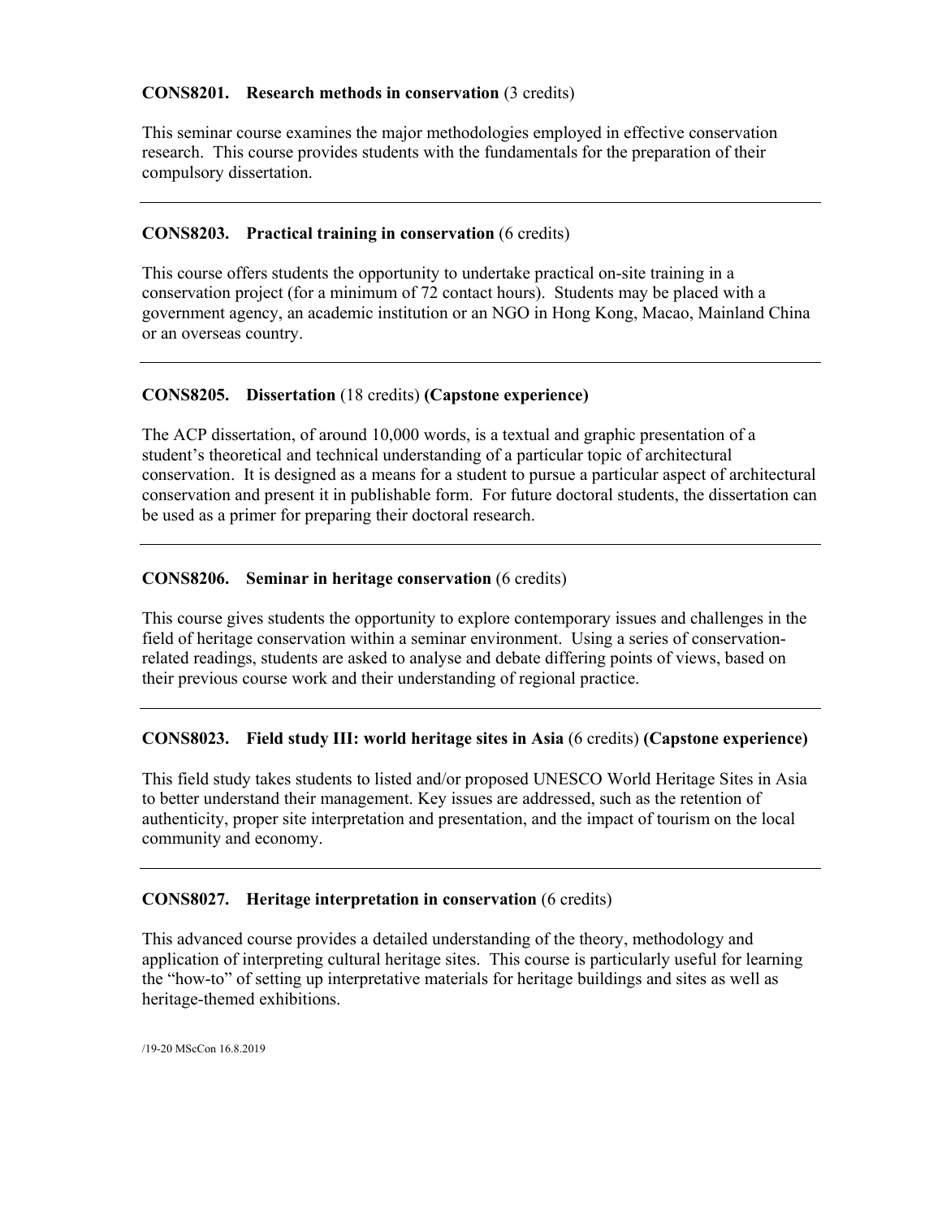**CONS8201. Research methods in conservation** (3 credits)

This seminar course examines the major methodologies employed in effective conservation research. This course provides students with the fundamentals for the preparation of their compulsory dissertation.

---

**CONS8203. Practical training in conservation** (6 credits)

This course offers students the opportunity to undertake practical on-site training in a conservation project (for a minimum of 72 contact hours). Students may be placed with a government agency, an academic institution or an NGO in Hong Kong, Macao, Mainland China or an overseas country.

---

**CONS8205. Dissertation** (18 credits) **(Capstone experience)**

The ACP dissertation, of around 10,000 words, is a textual and graphic presentation of a student's theoretical and technical understanding of a particular topic of architectural conservation. It is designed as a means for a student to pursue a particular aspect of architectural conservation and present it in publishable form. For future doctoral students, the dissertation can be used as a primer for preparing their doctoral research.

---

**CONS8206. Seminar in heritage conservation** (6 credits)

This course gives students the opportunity to explore contemporary issues and challenges in the field of heritage conservation within a seminar environment. Using a series of conservation-related readings, students are asked to analyse and debate differing points of views, based on their previous course work and their understanding of regional practice.

---

**CONS8023. Field study III: world heritage sites in Asia** (6 credits) **(Capstone experience)**

This field study takes students to listed and/or proposed UNESCO World Heritage Sites in Asia to better understand their management. Key issues are addressed, such as the retention of authenticity, proper site interpretation and presentation, and the impact of tourism on the local community and economy.

---

**CONS8027. Heritage interpretation in conservation** (6 credits)

This advanced course provides a detailed understanding of the theory, methodology and application of interpreting cultural heritage sites. This course is particularly useful for learning the "how-to" of setting up interpretative materials for heritage buildings and sites as well as heritage-themed exhibitions.

/19-20 MScCon 16.8.2019